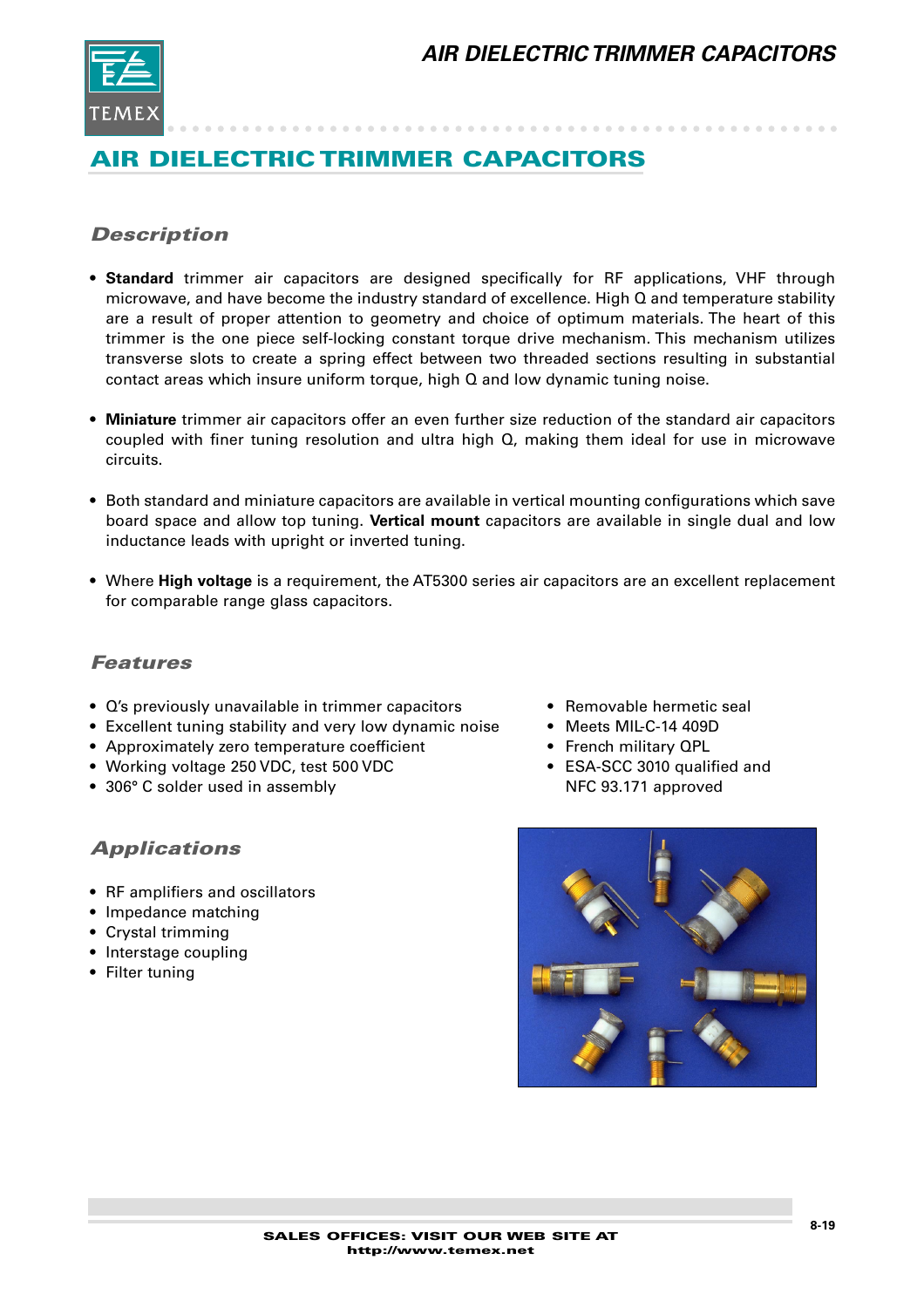# AIR DIELECTRIC TRIMMER CAPACITORS

## Description

- **Standard** trimmer air capacitors are designed specifically for RF applications, VHF through microwave, and have become the industry standard of excellence. High Q and temperature stability are a result of proper attention to geometry and choice of optimum materials. The heart of this trimmer is the one piece self-locking constant torque drive mechanism. This mechanism utilizes transverse slots to create a spring effect between two threaded sections resulting in substantial contact areas which insure uniform torque, high Q and low dynamic tuning noise.

- **Miniature** trimmer air capacitors offer an even further size reduction of the standard air capacitors coupled with finer tuning resolution and ultra high Q, making them ideal for use in microwave circuits.

- Both standard and miniature capacitors are available in vertical mounting configurations which save board space and allow top tuning. **Vertical mount** capacitors are available in single dual and low inductance leads with upright or inverted tuning.

- Where **High voltage** is a requirement, the AT5300 series air capacitors are an excellent replacement for comparable range glass capacitors.

## Features

- Q's previously unavailable in trimmer capacitors
- Excellent tuning stability and very low dynamic noise
- Approximately zero temperature coefficient
- Working voltage 250 VDC, test 500 VDC
- 306° C solder used in assembly
- Removable hermetic seal
- Meets MIL-C-14 409D
- French military QPL
- ESA-SCC 3010 qualified and NFC 93.171 approved

## Applications

- RF amplifiers and oscillators
- Impedance matching
- Crystal trimming
- Interstage coupling
- Filter tuning

SALES OFFICES: VISIT OUR WEB SITE AT
http://www.temex.net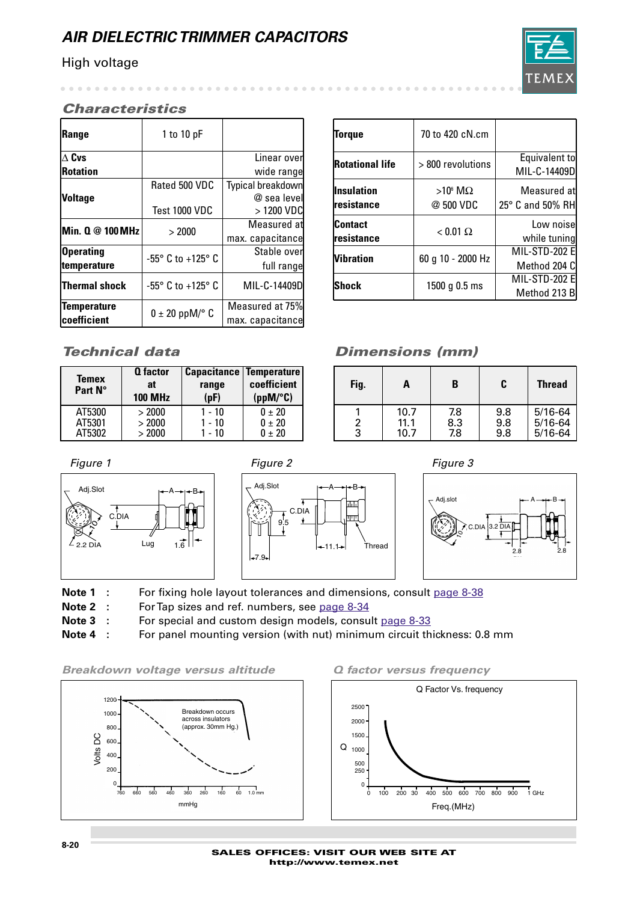# AIR DIELECTRIC TRIMMER CAPACITORS

High voltage

## Characteristics

| | | |
|---|---|---|
| **Range** | 1 to 10 pF | |
| **Δ Cvs Rotation** | | Linear over wide range |
| **Voltage** | Rated 500 VDC<br>Test 1000 VDC | Typical breakdown @ sea level > 1200 VDC |
| **Min. Q @ 100 MHz** | > 2000 | Measured at max. capacitance |
| **Operating temperature** | -55° C to +125° C | Stable over full range |
| **Thermal shock** | -55° C to +125° C | MIL-C-14409D |
| **Temperature coefficient** | 0 ± 20 ppM/° C | Measured at 75% max. capacitance |

| | | |
|---|---|---|
| **Torque** | 70 to 420 cN.cm | |
| **Rotational life** | > 800 revolutions | Equivalent to MIL-C-14409D |
| **Insulation resistance** | $>10^6$ MΩ @ 500 VDC | Measured at 25° C and 50% RH |
| **Contact resistance** | < 0.01 Ω | Low noise while tuning |
| **Vibration** | 60 g 10 - 2000 Hz | MIL-STD-202 E Method 204 C |
| **Shock** | 1500 g 0.5 ms | MIL-STD-202 E Method 213 B |

## Technical data

| Temex Part N° | Q factor at 100 MHz | Capacitance range (pF) | Temperature coefficient (ppM/°C) |
|---|---|---|---|
| AT5300 | > 2000 | 1 - 10 | 0 ± 20 |
| AT5301 | > 2000 | 1 - 10 | 0 ± 20 |
| AT5302 | > 2000 | 1 - 10 | 0 ± 20 |

## Dimensions (mm)

| Fig. | A | B | C | Thread |
|---|---|---|---|---|
| 1 | 10.7 | 7.8 | 9.8 | 5/16-64 |
| 2 | 11.1 | 8.3 | 9.8 | 5/16-64 |
| 3 | 10.7 | 7.8 | 9.8 | 5/16-64 |

*Figure 1*

*Figure 2*

*Figure 3*

**Note 1 :** For fixing hole layout tolerances and dimensions, consult page 8-38

**Note 2 :** For Tap sizes and ref. numbers, see page 8-34

**Note 3 :** For special and custom design models, consult page 8-33

**Note 4 :** For panel mounting version (with nut) minimum circuit thickness: 0.8 mm

### Breakdown voltage versus altitude

### Q factor versus frequency

SALES OFFICES: VISIT OUR WEB SITE AT http://www.temex.net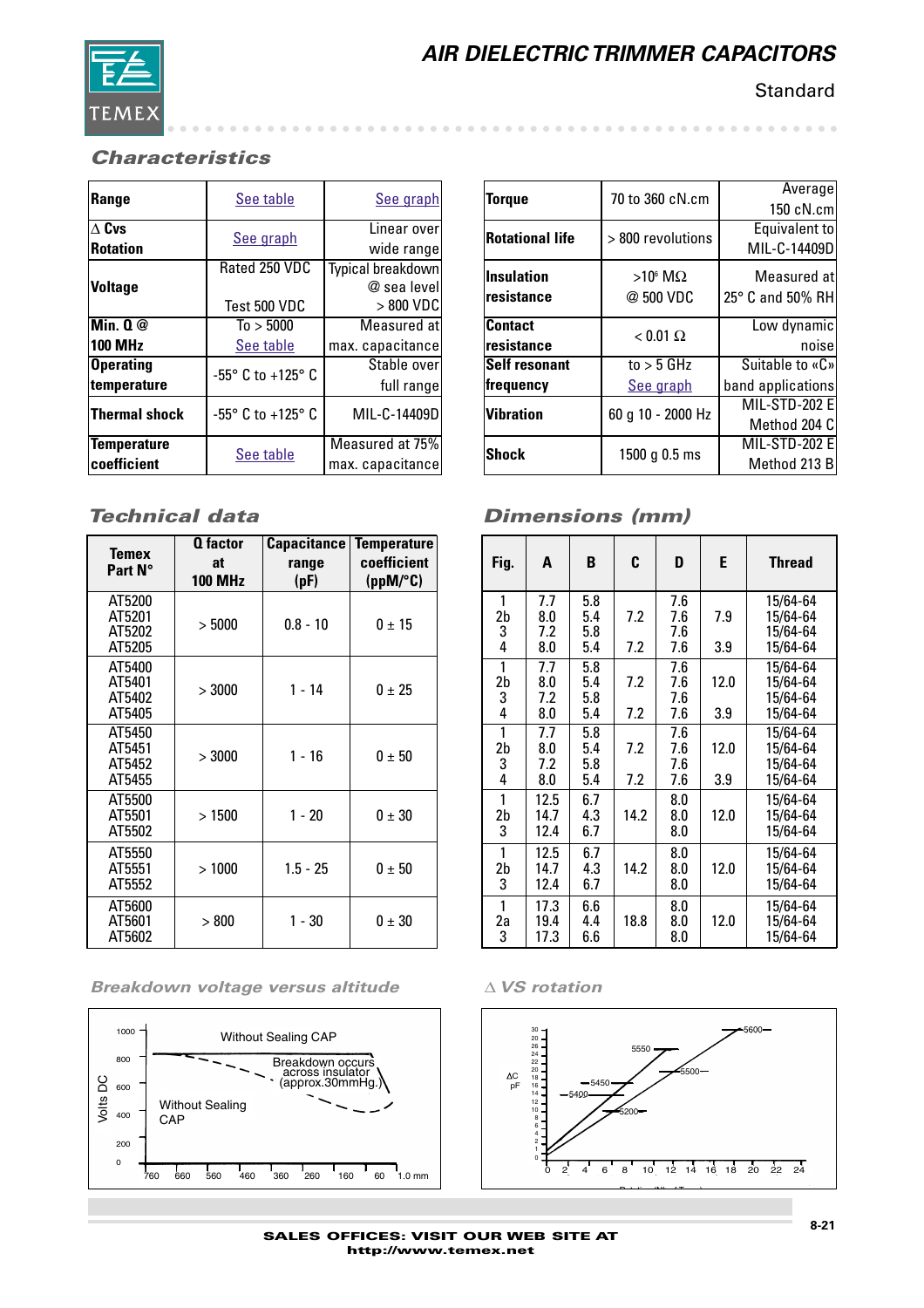# AIR DIELECTRIC TRIMMER CAPACITORS

Standard

## Characteristics

| | | |
|---|---|---|
| **Range** | See table | See graph |
| **Δ Cvs Rotation** | See graph | Linear over wide range |
| **Voltage** | Rated 250 VDC<br>Test 500 VDC | Typical breakdown @ sea level > 800 VDC |
| **Min. Q @ 100 MHz** | To > 5000<br>See table | Measured at max. capacitance |
| **Operating temperature** | -55° C to +125° C | Stable over full range |
| **Thermal shock** | -55° C to +125° C | MIL-C-14409D |
| **Temperature coefficient** | See table | Measured at 75% max. capacitance |

| | | |
|---|---|---|
| **Torque** | 70 to 360 cN.cm | Average 150 cN.cm |
| **Rotational life** | > 800 revolutions | Equivalent to MIL-C-14409D |
| **Insulation resistance** | $>10^6$ MΩ @ 500 VDC | Measured at 25° C and 50% RH |
| **Contact resistance** | < 0.01 Ω | Low dynamic noise |
| **Self resonant frequency** | to > 5 GHz<br>See graph | Suitable to «C» band applications |
| **Vibration** | 60 g 10 - 2000 Hz | MIL-STD-202 E Method 204 C |
| **Shock** | 1500 g 0.5 ms | MIL-STD-202 E Method 213 B |

## Technical data

| Temex Part N° | Q factor at 100 MHz | Capacitance range (pF) | Temperature coefficient (ppM/°C) |
|---|---|---|---|
| AT5200<br>AT5201<br>AT5202<br>AT5205 | > 5000 | 0.8 - 10 | 0 ± 15 |
| AT5400<br>AT5401<br>AT5402<br>AT5405 | > 3000 | 1 - 14 | 0 ± 25 |
| AT5450<br>AT5451<br>AT5452<br>AT5455 | > 3000 | 1 - 16 | 0 ± 50 |
| AT5500<br>AT5501<br>AT5502 | > 1500 | 1 - 20 | 0 ± 30 |
| AT5550<br>AT5551<br>AT5552 | > 1000 | 1.5 - 25 | 0 ± 50 |
| AT5600<br>AT5601<br>AT5602 | > 800 | 1 - 30 | 0 ± 30 |

## Dimensions (mm)

| Fig. | A | B | C | D | E | Thread |
|---|---|---|---|---|---|---|
| 1<br>2b<br>3<br>4 | 7.7<br>8.0<br>7.2<br>8.0 | 5.8<br>5.4<br>5.8<br>5.4 | 7.2<br><br>7.2 | 7.6<br>7.6<br>7.6<br>7.6 | 7.9<br><br>3.9 | 15/64-64<br>15/64-64<br>15/64-64<br>15/64-64 |
| 1<br>2b<br>3<br>4 | 7.7<br>8.0<br>7.2<br>8.0 | 5.8<br>5.4<br>5.8<br>5.4 | 7.2<br><br>7.2 | 7.6<br>7.6<br>7.6<br>7.6 | 12.0<br><br>3.9 | 15/64-64<br>15/64-64<br>15/64-64<br>15/64-64 |
| 1<br>2b<br>3<br>4 | 7.7<br>8.0<br>7.2<br>8.0 | 5.8<br>5.4<br>5.8<br>5.4 | 7.2<br><br>7.2 | 7.6<br>7.6<br>7.6<br>7.6 | 12.0<br><br>3.9 | 15/64-64<br>15/64-64<br>15/64-64<br>15/64-64 |
| 1<br>2b<br>3 | 12.5<br>14.7<br>12.4 | 6.7<br>4.3<br>6.7 | 14.2 | 8.0<br>8.0<br>8.0 | 12.0 | 15/64-64<br>15/64-64<br>15/64-64 |
| 1<br>2b<br>3 | 12.5<br>14.7<br>12.4 | 6.7<br>4.3<br>6.7 | 14.2 | 8.0<br>8.0<br>8.0 | 12.0 | 15/64-64<br>15/64-64<br>15/64-64 |
| 1<br>2a<br>3 | 17.3<br>19.4<br>17.3 | 6.6<br>4.4<br>6.6 | 18.8 | 8.0<br>8.0<br>8.0 | 12.0 | 15/64-64<br>15/64-64<br>15/64-64 |

### Breakdown voltage versus altitude

Without Sealing CAP
Breakdown occurs across insulator (approx.30mmHg.)
Without Sealing CAP
Volts DC: 0, 200, 400, 600, 800, 1000
760, 660, 560, 460, 360, 260, 160, 60, 1.0 mm

### Δ VS rotation

ΔC pF
5600, 5550, 5500, 5450, 5400, 5200
0, 2, 4, 6, 8, 10, 12, 14, 16, 18, 20, 22, 24

SALES OFFICES: VISIT OUR WEB SITE AT http://www.temex.net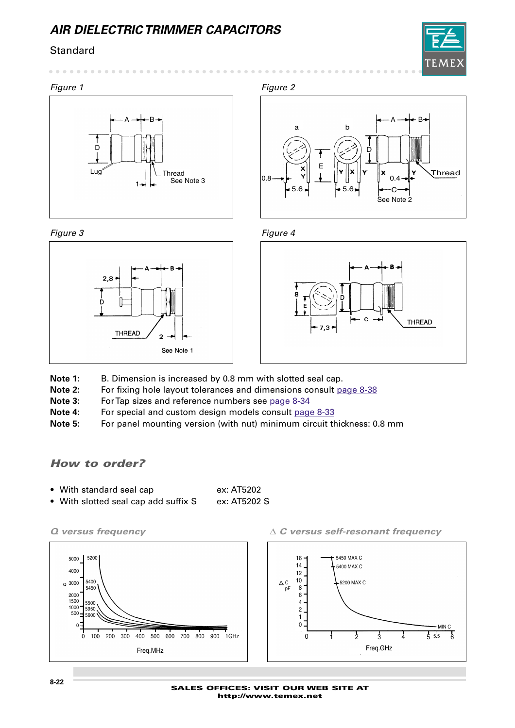# AIR DIELECTRIC TRIMMER CAPACITORS

Standard

*Figure 1*

*Figure 2*

*Figure 3*

*Figure 4*

**Note 1:** B. Dimension is increased by 0.8 mm with slotted seal cap.
**Note 2:** For fixing hole layout tolerances and dimensions consult page 8-38
**Note 3:** For Tap sizes and reference numbers see page 8-34
**Note 4:** For special and custom design models consult page 8-33
**Note 5:** For panel mounting version (with nut) minimum circuit thickness: 0.8 mm

## *How to order?*

- With standard seal cap — ex: AT5202
- With slotted seal cap add suffix S — ex: AT5202 S

*Q versus frequency*

*∆ C versus self-resonant frequency*

SALES OFFICES: VISIT OUR WEB SITE AT http://www.temex.net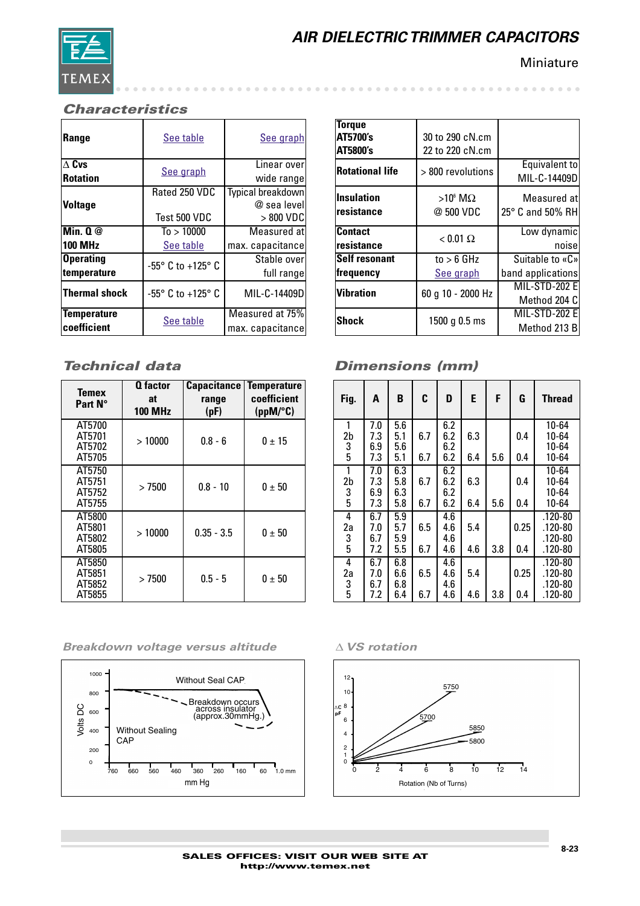# AIR DIELECTRIC TRIMMER CAPACITORS

Miniature

## Characteristics

| | | |
|---|---|---|
| **Range** | See table | See graph |
| **Δ Cvs Rotation** | See graph | Linear over wide range |
| **Voltage** | Rated 250 VDC<br>Test 500 VDC | Typical breakdown @ sea level > 800 VDC |
| **Min. Q @ 100 MHz** | To > 10000<br>See table | Measured at max. capacitance |
| **Operating temperature** | -55° C to +125° C | Stable over full range |
| **Thermal shock** | -55° C to +125° C | MIL-C-14409D |
| **Temperature coefficient** | See table | Measured at 75% max. capacitance |

| | | |
|---|---|---|
| **Torque AT5700's AT5800's** | 30 to 290 cN.cm<br>22 to 220 cN.cm | |
| **Rotational life** | > 800 revolutions | Equivalent to MIL-C-14409D |
| **Insulation resistance** | >$10^6$ MΩ<br>@ 500 VDC | Measured at 25° C and 50% RH |
| **Contact resistance** | < 0.01 Ω | Low dynamic noise |
| **Self resonant frequency** | to > 6 GHz<br>See graph | Suitable to «C» band applications |
| **Vibration** | 60 g 10 - 2000 Hz | MIL-STD-202 E Method 204 C |
| **Shock** | 1500 g 0.5 ms | MIL-STD-202 E Method 213 B |

## Technical data

| Temex Part N° | Q factor at 100 MHz | Capacitance range (pF) | Temperature coefficient (ppM/°C) |
|---|---|---|---|
| AT5700<br>AT5701<br>AT5702<br>AT5705 | > 10000 | 0.8 - 6 | 0 ± 15 |
| AT5750<br>AT5751<br>AT5752<br>AT5755 | > 7500 | 0.8 - 10 | 0 ± 50 |
| AT5800<br>AT5801<br>AT5802<br>AT5805 | > 10000 | 0.35 - 3.5 | 0 ± 50 |
| AT5850<br>AT5851<br>AT5852<br>AT5855 | > 7500 | 0.5 - 5 | 0 ± 50 |

## Dimensions (mm)

| Fig. | A | B | C | D | E | F | G | Thread |
|---|---|---|---|---|---|---|---|---|
| 1<br>2b<br>3<br>5 | 7.0<br>7.3<br>6.9<br>7.3 | 5.6<br>5.1<br>5.6<br>5.1 | 6.7<br><br>6.7 | 6.2<br>6.2<br>6.2<br>6.2 | 6.3<br><br>6.4 | <br><br>5.6 | 0.4<br><br>0.4 | 10-64<br>10-64<br>10-64<br>10-64 |
| 1<br>2b<br>3<br>5 | 7.0<br>7.3<br>6.9<br>7.3 | 6.3<br>5.8<br>6.3<br>5.8 | 6.7<br><br>6.7 | 6.2<br>6.2<br>6.2<br>6.2 | 6.3<br><br>6.4 | <br><br>5.6 | 0.4<br><br>0.4 | 10-64<br>10-64<br>10-64<br>10-64 |
| 4<br>2a<br>3<br>5 | 6.7<br>7.0<br>6.7<br>7.2 | 5.9<br>5.7<br>5.9<br>5.5 | 6.5<br><br>6.7 | 4.6<br>4.6<br>4.6<br>4.6 | 5.4<br><br>4.6 | <br><br>3.8 | 0.25<br><br>0.4 | .120-80<br>.120-80<br>.120-80<br>.120-80 |
| 4<br>2a<br>3<br>5 | 6.7<br>7.0<br>6.7<br>7.2 | 6.8<br>6.6<br>6.8<br>6.4 | 6.5<br><br>6.7 | 4.6<br>4.6<br>4.6<br>4.6 | 5.4<br><br>4.6 | <br><br>3.8 | 0.25<br><br>0.4 | .120-80<br>.120-80<br>.120-80<br>.120-80 |

## Breakdown voltage versus altitude

Volts DC: 0, 200, 400, 600, 800, 1000

mm Hg: 760, 660, 560, 460, 360, 260, 160, 60, 1.0 mm

Without Seal CAP

Breakdown occurs across insulator (approx.30mmHg.)

Without Sealing CAP

## Δ VS rotation

ΔC pF: 0, 1, 2, 4, 6, 8, 10, 12

Rotation (Nb of Turns): 0, 2, 4, 6, 8, 10, 12, 14

5750, 5700, 5850, 5800

SALES OFFICES: VISIT OUR WEB SITE AT http://www.temex.net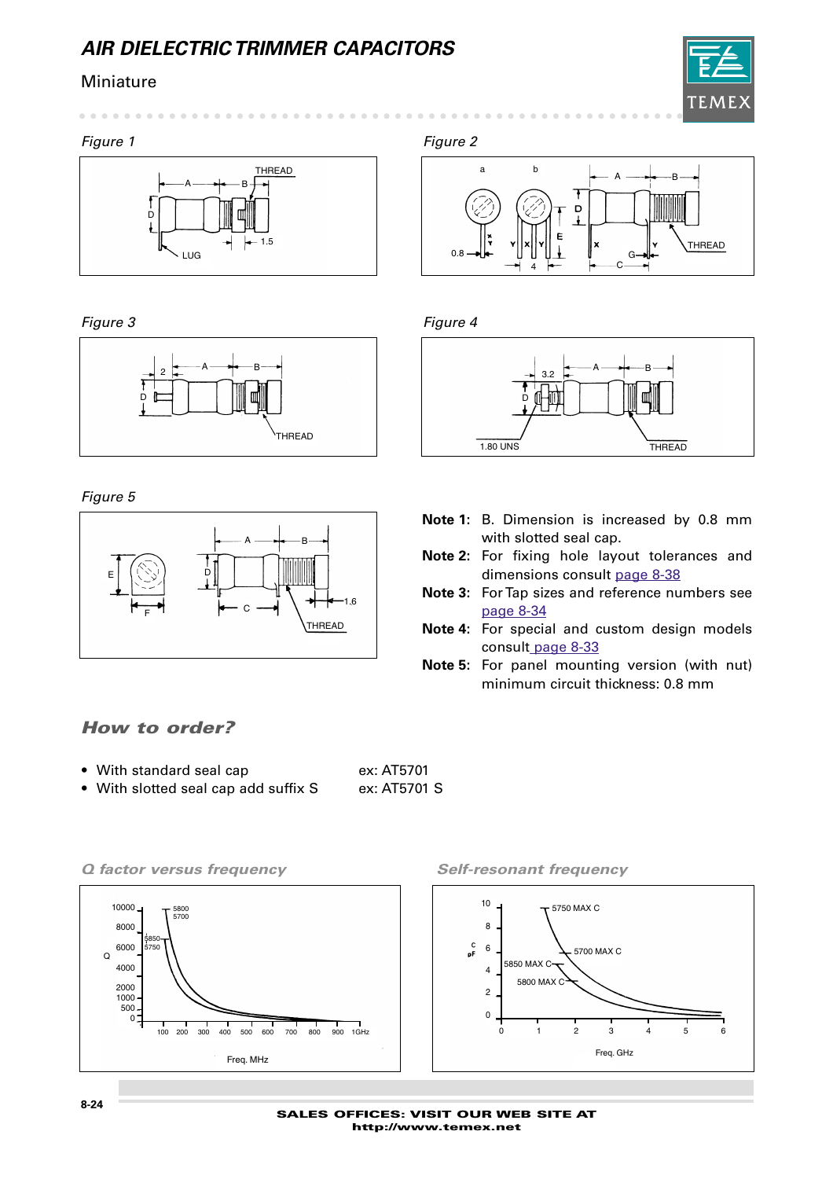# AIR DIELECTRIC TRIMMER CAPACITORS

Miniature

*Figure 1*

*Figure 2*

*Figure 3*

*Figure 4*

*Figure 5*

**Note 1:** B. Dimension is increased by 0.8 mm with slotted seal cap.

**Note 2:** For fixing hole layout tolerances and dimensions consult page 8-38

**Note 3:** For Tap sizes and reference numbers see page 8-34

**Note 4:** For special and custom design models consult page 8-33

**Note 5:** For panel mounting version (with nut) minimum circuit thickness: 0.8 mm

## *How to order?*

- With standard seal cap — ex: AT5701
- With slotted seal cap add suffix S — ex: AT5701 S

*Q factor versus frequency*

*Self-resonant frequency*

SALES OFFICES: VISIT OUR WEB SITE AT
http://www.temex.net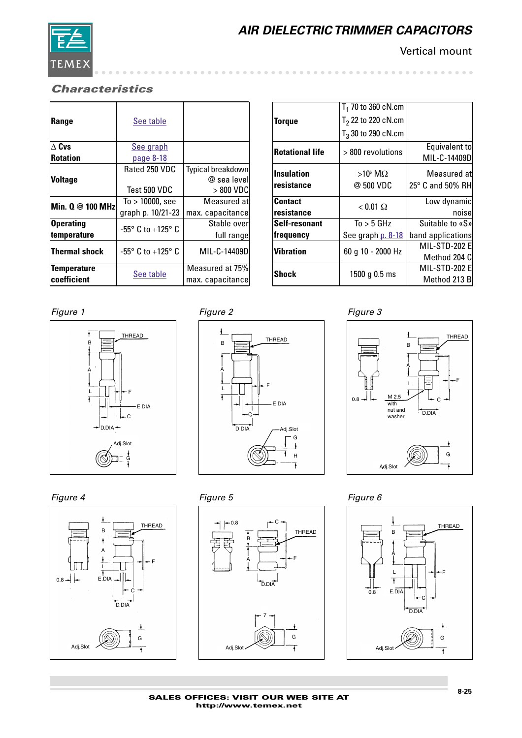# AIR DIELECTRIC TRIMMER CAPACITORS

Vertical mount

## Characteristics

| | | |
|---|---|---|
| **Range** | See table | |
| **Δ Cvs Rotation** | See graph page 8-18 | |
| **Voltage** | Rated 250 VDC<br>Test 500 VDC | Typical breakdown @ sea level > 800 VDC |
| **Min. Q @ 100 MHz** | To > 10000, see graph p. 10/21-23 | Measured at max. capacitance |
| **Operating temperature** | -55° C to +125° C | Stable over full range |
| **Thermal shock** | -55° C to +125° C | MIL-C-14409D |
| **Temperature coefficient** | See table | Measured at 75% max. capacitance |

| | | |
|---|---|---|
| **Torque** | $T_1$ 70 to 360 cN.cm<br>$T_2$ 22 to 220 cN.cm<br>$T_3$ 30 to 290 cN.cm | |
| **Rotational life** | > 800 revolutions | Equivalent to MIL-C-14409D |
| **Insulation resistance** | $>10^6$ MΩ @ 500 VDC | Measured at 25° C and 50% RH |
| **Contact resistance** | < 0.01 Ω | Low dynamic noise |
| **Self-resonant frequency** | To > 5 GHz<br>See graph p. 8-18 | Suitable to «S» band applications |
| **Vibration** | 60 g 10 - 2000 Hz | MIL-STD-202 E Method 204 C |
| **Shock** | 1500 g 0.5 ms | MIL-STD-202 E Method 213 B |

*Figure 1*

*Figure 2*

*Figure 3*

*Figure 4*

*Figure 5*

*Figure 6*

SALES OFFICES: VISIT OUR WEB SITE AT
http://www.temex.net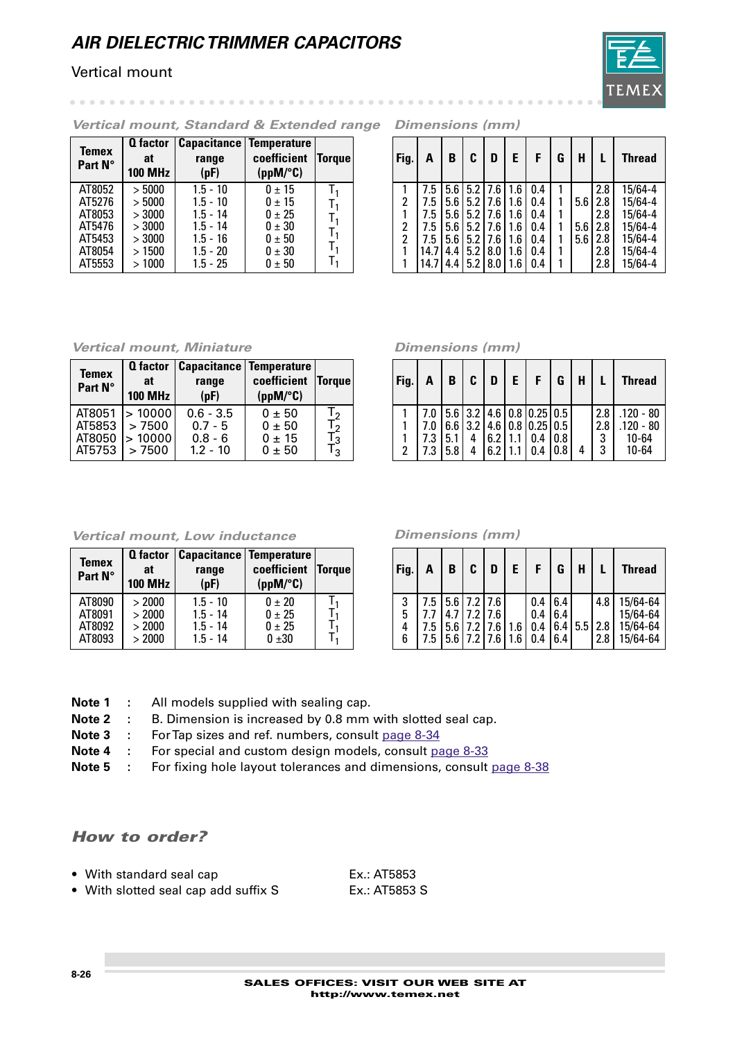# AIR DIELECTRIC TRIMMER CAPACITORS

## Vertical mount

### Vertical mount, Standard & Extended range

| Temex Part N° | Q factor at 100 MHz | Capacitance range (pF) | Temperature coefficient (ppM/°C) | Torque |
|---|---|---|---|---|
| AT8052 | > 5000 | 1.5 - 10 | 0 ± 15 | $T_1$ |
| AT5276 | > 5000 | 1.5 - 10 | 0 ± 15 | $T_1$ |
| AT8053 | > 3000 | 1.5 - 14 | 0 ± 25 | $T_1$ |
| AT5476 | > 3000 | 1.5 - 14 | 0 ± 30 | $T_1$ |
| AT5453 | > 3000 | 1.5 - 16 | 0 ± 50 | $T_1$ |
| AT8054 | > 1500 | 1.5 - 20 | 0 ± 30 | $T_1$ |
| AT5553 | > 1000 | 1.5 - 25 | 0 ± 50 | $T_1$ |

*Dimensions (mm)*

| Fig. | A | B | C | D | E | F | G | H | L | Thread |
|---|---|---|---|---|---|---|---|---|---|---|
| 1 | 7.5 | 5.6 | 5.2 | 7.6 | 1.6 | 0.4 | 1 | | 2.8 | 15/64-4 |
| 2 | 7.5 | 5.6 | 5.2 | 7.6 | 1.6 | 0.4 | 1 | 5.6 | 2.8 | 15/64-4 |
| 1 | 7.5 | 5.6 | 5.2 | 7.6 | 1.6 | 0.4 | 1 | | 2.8 | 15/64-4 |
| 2 | 7.5 | 5.6 | 5.2 | 7.6 | 1.6 | 0.4 | 1 | 5.6 | 2.8 | 15/64-4 |
| 2 | 7.5 | 5.6 | 5.2 | 7.6 | 1.6 | 0.4 | 1 | 5.6 | 2.8 | 15/64-4 |
| 1 | 14.7 | 4.4 | 5.2 | 8.0 | 1.6 | 0.4 | 1 | | 2.8 | 15/64-4 |
| 1 | 14.7 | 4.4 | 5.2 | 8.0 | 1.6 | 0.4 | 1 | | 2.8 | 15/64-4 |

### Vertical mount, Miniature

| Temex Part N° | Q factor at 100 MHz | Capacitance range (pF) | Temperature coefficient (ppM/°C) | Torque |
|---|---|---|---|---|
| AT8051 | > 10000 | 0.6 - 3.5 | 0 ± 50 | $T_2$ |
| AT5853 | > 7500 | 0.7 - 5 | 0 ± 50 | $T_2$ |
| AT8050 | > 10000 | 0.8 - 6 | 0 ± 15 | $T_3$ |
| AT5753 | > 7500 | 1.2 - 10 | 0 ± 50 | $T_3$ |

*Dimensions (mm)*

| Fig. | A | B | C | D | E | F | G | H | L | Thread |
|---|---|---|---|---|---|---|---|---|---|---|
| 1 | 7.0 | 5.6 | 3.2 | 4.6 | 0.8 | 0.25 | 0.5 | | 2.8 | .120 - 80 |
| 1 | 7.0 | 6.6 | 3.2 | 4.6 | 0.8 | 0.25 | 0.5 | | 2.8 | .120 - 80 |
| 1 | 7.3 | 5.1 | 4 | 6.2 | 1.1 | 0.4 | 0.8 | | 3 | 10-64 |
| 2 | 7.3 | 5.8 | 4 | 6.2 | 1.1 | 0.4 | 0.8 | 4 | 3 | 10-64 |

### Vertical mount, Low inductance

| Temex Part N° | Q factor at 100 MHz | Capacitance range (pF) | Temperature coefficient (ppM/°C) | Torque |
|---|---|---|---|---|
| AT8090 | > 2000 | 1.5 - 10 | 0 ± 20 | $T_1$ |
| AT8091 | > 2000 | 1.5 - 14 | 0 ± 25 | $T_1$ |
| AT8092 | > 2000 | 1.5 - 14 | 0 ± 25 | $T_1$ |
| AT8093 | > 2000 | 1.5 - 14 | 0 ±30 | $T_1$ |

*Dimensions (mm)*

| Fig. | A | B | C | D | E | F | G | H | L | Thread |
|---|---|---|---|---|---|---|---|---|---|---|
| 3 | 7.5 | 5.6 | 7.2 | 7.6 | | 0.4 | 6.4 | | 4.8 | 15/64-64 |
| 5 | 7.7 | 4.7 | 7.2 | 7.6 | | 0.4 | 6.4 | | | 15/64-64 |
| 4 | 7.5 | 5.6 | 7.2 | 7.6 | 1.6 | 0.4 | 6.4 | 5.5 | 2.8 | 15/64-64 |
| 6 | 7.5 | 5.6 | 7.2 | 7.6 | 1.6 | 0.4 | 6.4 | | 2.8 | 15/64-64 |

**Note 1** : All models supplied with sealing cap.
**Note 2** : B. Dimension is increased by 0.8 mm with slotted seal cap.
**Note 3** : For Tap sizes and ref. numbers, consult page 8-34
**Note 4** : For special and custom design models, consult page 8-33
**Note 5** : For fixing hole layout tolerances and dimensions, consult page 8-38

## How to order?

- With standard seal cap — Ex.: AT5853
- With slotted seal cap add suffix S — Ex.: AT5853 S

SALES OFFICES: VISIT OUR WEB SITE AT http://www.temex.net